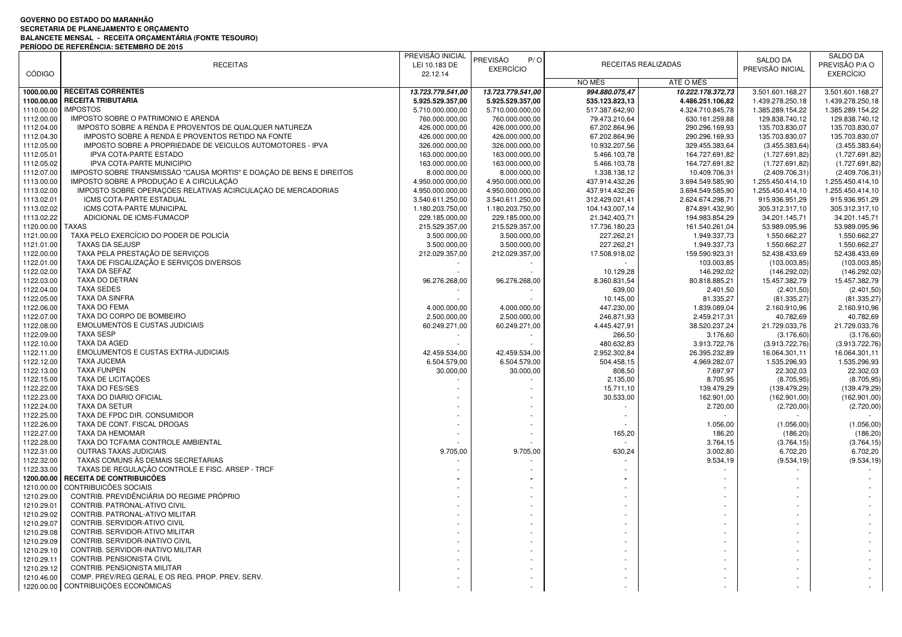**GOVERNO DO ESTADO DO MARANHÃO**
**SECRETARIA DE PLANEJAMENTO E ORÇAMENTO**
**BALANCETE MENSAL - RECEITA ORÇAMENTÁRIA (FONTE TESOURO)**
**PERÍODO DE REFERÊNCIA: SETEMBRO DE 2015**

| CÓDIGO | RECEITAS | PREVISÃO INICIAL LEI 10.183 DE 22.12.14 | PREVISÃO P/ O EXERCÍCIO | RECEITAS REALIZADAS | | SALDO DA PREVISÃO INICIAL | SALDO DA PREVISÃO P/A O EXERCÍCIO |
|---|---|---|---|---|---|---|---|
| | | | | NO MÊS | ATÉ O MÊS | | |
| **1000.00.00** | **RECEITAS CORRENTES** | ***13.723.779.541,00*** | ***13.723.779.541,00*** | ***994.880.075,47*** | ***10.222.178.372,73*** | 3.501.601.168,27 | 3.501.601.168,27 |
| **1100.00.00** | **RECEITA TRIBUTÁRIA** | **5.925.529.357,00** | **5.925.529.357,00** | **535.123.823,13** | **4.486.251.106,82** | 1.439.278.250,18 | 1.439.278.250,18 |
| 1110.00.00 | IMPOSTOS | 5.710.000.000,00 | 5.710.000.000,00 | 517.387.642,90 | 4.324.710.845,78 | 1.385.289.154,22 | 1.385.289.154,22 |
| 1112.00.00 | IMPOSTO SOBRE O PATRIMONIO E ARENDA | 760.000.000,00 | 760.000.000,00 | 79.473.210,64 | 630.161.259,88 | 129.838.740,12 | 129.838.740,12 |
| 1112.04.00 | IMPOSTO SOBRE A RENDA E PROVENTOS DE QUALQUER NATUREZA | 426.000.000,00 | 426.000.000,00 | 67.202.864,96 | 290.296.169,93 | 135.703.830,07 | 135.703.830,07 |
| 1112.04.30 | IMPOSTO SOBRE A RENDA E PROVENTOS RETIDO NA FONTE | 426.000.000,00 | 426.000.000,00 | 67.202.864,96 | 290.296.169,93 | 135.703.830,07 | 135.703.830,07 |
| 1112.05.00 | IMPOSTO SOBRE A PROPRIEDADE DE VEÍCULOS AUTOMOTORES - IPVA | 326.000.000,00 | 326.000.000,00 | 10.932.207,56 | 329.455.383,64 | (3.455.383,64) | (3.455.383,64) |
| 1112.05.01 | IPVA COTA-PARTE ESTADO | 163.000.000,00 | 163.000.000,00 | 5.466.103,78 | 164.727.691,82 | (1.727.691,82) | (1.727.691,82) |
| 1112.05.02 | IPVA COTA-PARTE MUNICÍPIO | 163.000.000,00 | 163.000.000,00 | 5.466.103,78 | 164.727.691,82 | (1.727.691,82) | (1.727.691,82) |
| 1112.07.00 | IMPOSTO SOBRE TRANSMISSÃO "CAUSA MORTIS" E DOAÇÃO DE BENS E DIREITOS | 8.000.000,00 | 8.000.000,00 | 1.338.138,12 | 10.409.706,31 | (2.409.706,31) | (2.409.706,31) |
| 1113.00.00 | IMPOSTO SOBRE A PRODUÇÃO E A CIRCULAÇÃO | 4.950.000.000,00 | 4.950.000.000,00 | 437.914.432,26 | 3.694.549.585,90 | 1.255.450.414,10 | 1.255.450.414,10 |
| 1113.02.00 | IMPOSTO SOBRE OPERAÇÕES RELATIVAS ACIRCULAÇÃO DE MERCADORIAS | 4.950.000.000,00 | 4.950.000.000,00 | 437.914.432,26 | 3.694.549.585,90 | 1.255.450.414,10 | 1.255.450.414,10 |
| 1113.02.01 | ICMS COTA-PARTE ESTADUAL | 3.540.611.250,00 | 3.540.611.250,00 | 312.429.021,41 | 2.624.674.298,71 | 915.936.951,29 | 915.936.951,29 |
| 1113.02.02 | ICMS COTA-PARTE MUNICIPAL | 1.180.203.750,00 | 1.180.203.750,00 | 104.143.007,14 | 874.891.432,90 | 305.312.317,10 | 305.312.317,10 |
| 1113.02.22 | ADICIONAL DE ICMS-FUMACOP | 229.185.000,00 | 229.185.000,00 | 21.342.403,71 | 194.983.854,29 | 34.201.145,71 | 34.201.145,71 |
| 1120.00.00 | TAXAS | 215.529.357,00 | 215.529.357,00 | 17.736.180,23 | 161.540.261,04 | 53.989.095,96 | 53.989.095,96 |
| 1121.00.00 | TAXA PELO EXERCÍCIO DO PODER DE POLICÍA | 3.500.000,00 | 3.500.000,00 | 227.262,21 | 1.949.337,73 | 1.550.662,27 | 1.550.662,27 |
| 1121.01.00 | TAXAS DA SEJUSP | 3.500.000,00 | 3.500.000,00 | 227.262,21 | 1.949.337,73 | 1.550.662,27 | 1.550.662,27 |
| 1122.00.00 | TAXA PELA PRESTAÇÃO DE SERVIÇOS | 212.029.357,00 | 212.029.357,00 | 17.508.918,02 | 159.590.923,31 | 52.438.433,69 | 52.438.433,69 |
| 1122.01.00 | TAXA DE FISCALIZAÇÃO E SERVIÇOS DIVERSOS | - | - | - | 103.003,85 | (103.003,85) | (103.003,85) |
| 1122.02.00 | TAXA DA SEFAZ | - | - | 10.129,28 | 146.292,02 | (146.292,02) | (146.292,02) |
| 1122.03.00 | TAXA DO DETRAN | 96.276.268,00 | 96.276.268,00 | 8.360.831,54 | 80.818.885,21 | 15.457.382,79 | 15.457.382,79 |
| 1122.04.00 | TAXA SEDES | - | - | 639,00 | 2.401,50 | (2.401,50) | (2.401,50) |
| 1122.05.00 | TAXA DA SINFRA | - | - | 10.145,00 | 81.335,27 | (81.335,27) | (81.335,27) |
| 1122.06.00 | TAXA DO FEMA | 4.000.000,00 | 4.000.000,00 | 447.230,00 | 1.839.089,04 | 2.160.910,96 | 2.160.910,96 |
| 1122.07.00 | TAXA DO CORPO DE BOMBEIRO | 2.500.000,00 | 2.500.000,00 | 246.871,93 | 2.459.217,31 | 40.782,69 | 40.782,69 |
| 1122.08.00 | EMOLUMENTOS E CUSTAS JUDICIAIS | 60.249.271,00 | 60.249.271,00 | 4.445.427,91 | 38.520.237,24 | 21.729.033,76 | 21.729.033,76 |
| 1122.09.00 | TAXA SESP | - | - | 266,50 | 3.176,60 | (3.176,60) | (3.176,60) |
| 1122.10.00 | TAXA DA AGED | - | - | 480.632,83 | 3.913.722,76 | (3.913.722,76) | (3.913.722,76) |
| 1122.11.00 | EMOLUMENTOS E CUSTAS EXTRA-JUDICIAIS | 42.459.534,00 | 42.459.534,00 | 2.952.302,84 | 26.395.232,89 | 16.064.301,11 | 16.064.301,11 |
| 1122.12.00 | TAXA JUCEMA | 6.504.579,00 | 6.504.579,00 | 504.458,15 | 4.969.282,07 | 1.535.296,93 | 1.535.296,93 |
| 1122.13.00 | TAXA FUNPEN | 30.000,00 | 30.000,00 | 808,50 | 7.697,97 | 22.302,03 | 22.302,03 |
| 1122.15.00 | TAXA DE LICITAÇÕES | - | - | 2.135,00 | 8.705,95 | (8.705,95) | (8.705,95) |
| 1122.22.00 | TAXA DO FES/SES | - | - | 15.711,10 | 139.479,29 | (139.479,29) | (139.479,29) |
| 1122.23.00 | TAXA DO DIÁRIO OFICIAL | - | - | 30.533,00 | 162.901,00 | (162.901,00) | (162.901,00) |
| 1122.24.00 | TAXA DA SETUR | - | - | - | 2.720,00 | (2.720,00) | (2.720,00) |
| 1122.25.00 | TAXA DE FPDC DIR. CONSUMIDOR | - | - | - | - | - | - |
| 1122.26.00 | TAXA DE CONT. FISCAL DROGAS | - | - | - | 1.056,00 | (1.056,00) | (1.056,00) |
| 1122.27.00 | TAXA DA HEMOMAR | - | - | 165,20 | 186,20 | (186,20) | (186,20) |
| 1122.28.00 | TAXA DO TCFA/MA CONTROLE AMBIENTAL | - | - | - | 3.764,15 | (3.764,15) | (3.764,15) |
| 1122.31.00 | OUTRAS TAXAS JUDICIAIS | 9.705,00 | 9.705,00 | 630,24 | 3.002,80 | 6.702,20 | 6.702,20 |
| 1122.32.00 | TAXAS COMUNS ÀS DEMAIS SECRETARIAS | - | - | - | 9.534,19 | (9.534,19) | (9.534,19) |
| 1122.33.00 | TAXAS DE REGULAÇÃO CONTROLE E FISC. ARSEP - TRCF | - | - | - | - | - | - |
| **1200.00.00** | **RECEITA DE CONTRIBUICÕES** | **-** | **-** | **-** | - | - | - |
| 1210.00.00 | CONTRIBUICÕES SOCIAIS | - | - | - | - | - | - |
| 1210.29.00 | CONTRIB. PREVIDÊNCIÁRIA DO REGIME PRÓPRIO | - | - | - | - | - | - |
| 1210.29.01 | CONTRIB. PATRONAL-ATIVO CIVIL | - | - | - | - | - | - |
| 1210.29.02 | CONTRIB. PATRONAL-ATIVO MILITAR | - | - | - | - | - | - |
| 1210.29.07 | CONTRIB. SERVIDOR-ATIVO CIVIL | - | - | - | - | - | - |
| 1210.29.08 | CONTRIB. SERVIDOR-ATIVO MILITAR | - | - | - | - | - | - |
| 1210.29.09 | CONTRIB. SERVIDOR-INATIVO CIVIL | - | - | - | - | - | - |
| 1210.29.10 | CONTRIB. SERVIDOR-INATIVO MILITAR | - | - | - | - | - | - |
| 1210.29.11 | CONTRIB. PENSIONISTA CIVIL | - | - | - | - | - | - |
| 1210.29.12 | CONTRIB. PENSIONISTA MILITAR | - | - | - | - | - | - |
| 1210.46.00 | COMP. PREV/REG GERAL E OS REG. PROP. PREV. SERV. | - | - | - | - | - | - |
| 1220.00.00 | CONTRIBUIÇÕES ECONÔMICAS | - | - | - | - | - | - |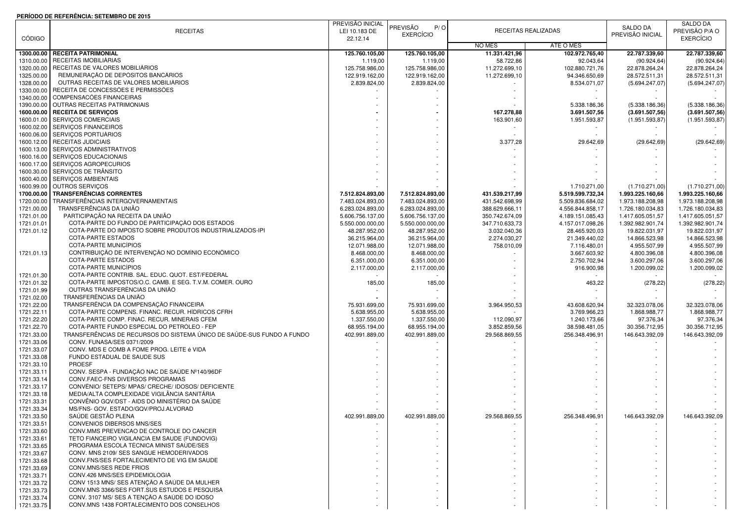**PERÍODO DE REFERÊNCIA: SETEMBRO DE 2015**

| CÓDIGO | RECEITAS | PREVISÃO INICIAL LEI 10.183 DE 22.12.14 | PREVISÃO P/ O EXERCÍCIO | RECEITAS REALIZADAS | | SALDO DA PREVISÃO INICIAL | SALDO DA PREVISÃO P/A O EXERCÍCIO |
|---|---|---|---|---|---|---|---|
| | | | | NO MÊS | ATÉ O MÊS | | |
| **1300.00.00** | **RECEITA PATRIMONIAL** | **125.760.105,00** | **125.760.105,00** | **11.331.421,96** | **102.972.765,40** | **22.787.339,60** | **22.787.339,60** |
| 1310.00.00 | RECEITAS IMOBILIÁRIAS | 1.119,00 | 1.119,00 | 58.722,86 | 92.043,64 | (90.924,64) | (90.924,64) |
| 1320.00.00 | RECEITAS DE VALORES MOBILIÁRIOS | 125.758.986,00 | 125.758.986,00 | 11.272.699,10 | 102.880.721,76 | 22.878.264,24 | 22.878.264,24 |
| 1325.00.00 | REMUNERAÇÃO DE DEPÓSITOS BANCÁRIOS | 122.919.162,00 | 122.919.162,00 | 11.272.699,10 | 94.346.650,69 | 28.572.511,31 | 28.572.511,31 |
| 1328.00.00 | OUTRAS RECEITAS DE VALORES MOBILIÁRIOS | 2.839.824,00 | 2.839.824,00 | - | 8.534.071,07 | (5.694.247,07) | (5.694.247,07) |
| 1330.00.00 | RECEITA DE CONCESSÕES E PERMISSÕES | - | - | - | - | - | - |
| 1340.00.00 | COMPENSACÕES FINANCEIRAS | - | - | - | - | - | - |
| 1390.00.00 | OUTRAS RECEITAS PATRIMONIAIS | - | - | - | 5.338.186,36 | (5.338.186,36) | (5.338.186,36) |
| **1600.00.00** | **RECEITA DE SERVIÇOS** | **-** | **-** | **167.278,88** | **3.691.507,56** | **(3.691.507,56)** | **(3.691.507,56)** |
| 1600.01.00 | SERVIÇOS COMERCIAIS | - | - | 163.901,60 | 1.951.593,87 | (1.951.593,87) | (1.951.593,87) |
| 1600.02.00 | SERVIÇOS FINANCEIROS | - | - | - | - | - | - |
| 1600.06.00 | SERVIÇOS PORTUÁRIOS | - | - | - | - | - | - |
| 1600.12.00 | RECEITAS JUDICIAIS | - | - | 3.377,28 | 29.642,69 | (29.642,69) | (29.642,69) |
| 1600.13.00 | SERVIÇOS ADMINISTRATIVOS | - | - | - | - | - | - |
| 1600.16.00 | SERVIÇOS EDUCACIONAIS | - | - | - | - | - | - |
| 1600.17.00 | SERVIÇOS AGROPECURIOS | - | - | - | - | - | - |
| 1600.30.00 | SERVIÇOS DE TRÂNSITO | - | - | - | - | - | - |
| 1600.40.00 | SERVIÇOS AMBIENTAIS | - | - | - | - | - | - |
| 1600.99.00 | OUTROS SERVIÇOS | - | - | - | 1.710.271,00 | (1.710.271,00) | (1.710.271,00) |
| **1700.00.00** | **TRANSFERÊNCIAS CORRENTES** | **7.512.824.893,00** | **7.512.824.893,00** | **431.539.217,99** | **5.519.599.732,34** | **1.993.225.160,66** | **1.993.225.160,66** |
| 1720.00.00 | TRANSFERÊNCIAS INTERGOVERNAMENTAIS | 7.483.024.893,00 | 7.483.024.893,00 | 431.542.698,99 | 5.509.836.684,02 | 1.973.188.208,98 | 1.973.188.208,98 |
| 1721.00.00 | TRANSFERÊNCIAS DA UNIÃO | 6.283.024.893,00 | 6.283.024.893,00 | 388.629.666,11 | 4.556.844.858,17 | 1.726.180.034,83 | 1.726.180.034,83 |
| 1721.01.00 | PARTICIPAÇÃO NA RECEITA DA UNIÃO | 5.606.756.137,00 | 5.606.756.137,00 | 350.742.674,09 | 4.189.151.085,43 | 1.417.605.051,57 | 1.417.605.051,57 |
| 1721.01.01 | COTA-PARTE DO FUNDO DE PARTICIPAÇÃO DOS ESTADOS | 5.550.000.000,00 | 5.550.000.000,00 | 347.710.633,73 | 4.157.017.098,26 | 1.392.982.901,74 | 1.392.982.901,74 |
| 1721.01.12 | COTA-PARTE DO IMPOSTO SOBRE PRODUTOS INDUSTRIALIZADOS-IPI | 48.287.952,00 | 48.287.952,00 | 3.032.040,36 | 28.465.920,03 | 19.822.031,97 | 19.822.031,97 |
| | COTA-PARTE ESTADOS | 36.215.964,00 | 36.215.964,00 | 2.274.030,27 | 21.349.440,02 | 14.866.523,98 | 14.866.523,98 |
| | COTA-PARTE MUNICÍPIOS | 12.071.988,00 | 12.071.988,00 | 758.010,09 | 7.116.480,01 | 4.955.507,99 | 4.955.507,99 |
| 1721.01.13 | CONTRIBUIÇÃO DE INTERVENÇÃO NO DOMÍNIO ECONÔMICO | 8.468.000,00 | 8.468.000,00 | - | 3.667.603,92 | 4.800.396,08 | 4.800.396,08 |
| | COTA-PARTE ESTADOS | 6.351.000,00 | 6.351.000,00 | - | 2.750.702,94 | 3.600.297,06 | 3.600.297,06 |
| | COTA-PARTE MUNICÍPIOS | 2.117.000,00 | 2.117.000,00 | - | 916.900,98 | 1.200.099,02 | 1.200.099,02 |
| 1721.01.30 | COTA-PARTE CONTRIB. SAL. EDUC. QUOT. EST/FEDERAL | - | - | - | - | - | - |
| 1721.01.32 | COTA-PARTE IMPOSTOS/O.C. CAMB. E SEG. T.V.M. COMER. OURO | 185,00 | 185,00 | - | 463,22 | (278,22) | (278,22) |
| 1721.01.99 | OUTRAS TRANSFERÊNCIAS DA UNIÃO | - | - | - | - | - | - |
| 1721.02.00 | TRANSFERÊNCIAS DA UNIÃO | - | - | - | - | - | - |
| 1721.22.00 | TRANSFERÊNCIA DA COMPENSAÇÃO FINANCEIRA | 75.931.699,00 | 75.931.699,00 | 3.964.950,53 | 43.608.620,94 | 32.323.078,06 | 32.323.078,06 |
| 1721.22.11 | COTA-PARTE COMPENS. FINANC. RECUR. HÍDRICOS CFRH | 5.638.955,00 | 5.638.955,00 | - | 3.769.966,23 | 1.868.988,77 | 1.868.988,77 |
| 1721.22.20 | COTA-PARTE COMP. FINAC. RECUR. MINERAIS CFEM | 1.337.550,00 | 1.337.550,00 | 112.090,97 | 1.240.173,66 | 97.376,34 | 97.376,34 |
| 1721.22.70 | COTA-PARTE FUNDO ESPECIAL DO PETRÓLEO - FEP | 68.955.194,00 | 68.955.194,00 | 3.852.859,56 | 38.598.481,05 | 30.356.712,95 | 30.356.712,95 |
| 1721.33.00 | TRANSFERÊNCIAS DE RECURSOS DO SISTEMA ÚNICO DE SAÚDE-SUS FUNDO A FUNDO | 402.991.889,00 | 402.991.889,00 | 29.568.869,55 | 256.348.496,91 | 146.643.392,09 | 146.643.392,09 |
| 1721.33.06 | CONV. FUNASA/SES 0371/2009 | - | - | - | - | - | - |
| 1721.33.07 | CONV. MDS E COMB A FOME PROG. LEITE é VIDA | - | - | - | - | - | - |
| 1721.33.08 | FUNDO ESTADUAL DE SAUDE SUS | - | - | - | - | - | - |
| 1721.33.10 | PROESF | - | - | - | - | - | - |
| 1721.33.11 | CONV. SESPA - FUNDAÇÃO NAC DE SAÚDE Nº140/96DF | - | - | - | - | - | - |
| 1721.33.14 | CONV.FAEC-FNS DIVERSOS PROGRAMAS | - | - | - | - | - | - |
| 1721.33.17 | CONVÊNIO/ SETEPS/ MPAS/ CRECHE/ IDOSOS/ DEFICIENTE | - | - | - | - | - | - |
| 1721.33.18 | MEDIA/ALTA COMPLEXIDADE VIGILÂNCIA SANITÁRIA | - | - | - | - | - | - |
| 1721.33.31 | CONVÊNIO GQV/DST - AIDS DO MINISTÉRIO DA SAÚDE | - | - | - | - | - | - |
| 1721.33.34 | MS/FNS- GOV. ESTADO/GQV/PROJ.ALVORAD | - | - | - | - | - | - |
| 1721.33.50 | SAÚDE GESTÃO PLENA | 402.991.889,00 | 402.991.889,00 | 29.568.869,55 | 256.348.496,91 | 146.643.392,09 | 146.643.392,09 |
| 1721.33.51 | CONVENIOS DIBERSOS MNS/SES | - | - | - | - | - | - |
| 1721.33.60 | CONV.MMS PREVENCAO DE CONTROLE DO CANCER | - | - | - | - | - | - |
| 1721.33.61 | TETO FIANCEIRO VIGILANCIA EM SAUDE (FUNDOVIG) | - | - | - | - | - | - |
| 1721.33.65 | PROGRAMA ESCOLA TÉCNICA MINIST SAÚDE/SES | - | - | - | - | - | - |
| 1721.33.67 | CONV. MNS 2109/ SES SANGUE HEMODERIVADOS | - | - | - | - | - | - |
| 1721.33.68 | CONV.FNS/SES FORTALECIMENTO DE VIG EM SAUDE | - | - | - | - | - | - |
| 1721.33.69 | CONV.MNS/SES REDE FRIOS | - | - | - | - | - | - |
| 1721.33.71 | CONV.426 MNS/SES EPIDEMIOLOGIA | - | - | - | - | - | - |
| 1721.33.72 | CONV 1513 MNS/ SES ATENÇÃO A SAÚDE DA MULHER | - | - | - | - | - | - |
| 1721.33.73 | CONV.MNS 3366/SES FORT.SUS ESTUDOS E PESQUISA | - | - | - | - | - | - |
| 1721.33.74 | CONV. 3107 MS/ SES A TENÇÃO A SAÚDE DO IDOSO | - | - | - | - | - | - |
| 1721.33.75 | CONV.MNS 1438 FORTALECIMENTO DOS CONSELHOS | - | - | - | - | - | - |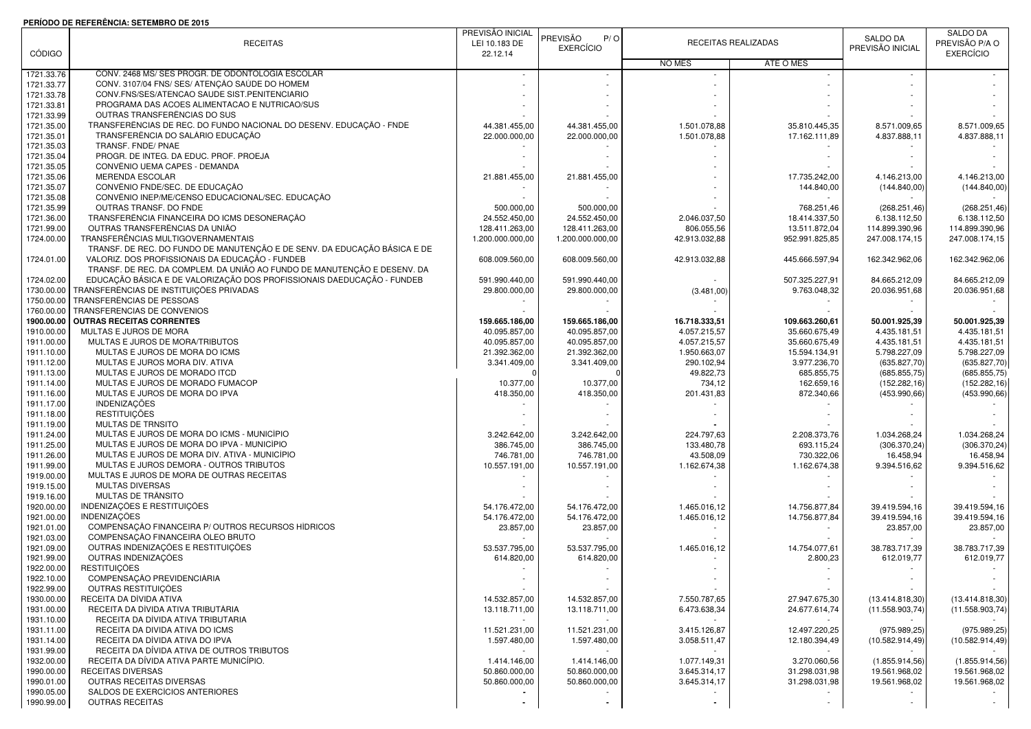**PERÍODO DE REFERÊNCIA: SETEMBRO DE 2015**

| CÓDIGO | RECEITAS | PREVISÃO INICIAL LEI 10.183 DE 22.12.14 | PREVISÃO P/ O EXERCÍCIO | RECEITAS REALIZADAS | | SALDO DA PREVISÃO INICIAL | SALDO DA PREVISÃO P/A O EXERCÍCIO |
|---|---|---|---|---|---|---|---|
| | | | | NO MÊS | ATÉ O MÊS | | |
| 1721.33.76 | CONV. 2468 MS/ SES PROGR. DE ODONTOLOGIA ESCOLAR | - | - | - | - | - | - |
| 1721.33.77 | CONV. 3107/04 FNS/ SES/ ATENÇÃO SAÚDE DO HOMEM | - | - | - | - | - | - |
| 1721.33.78 | CONV.FNS/SES/ATENCAO SAUDE SIST.PENITENCIARIO | - | - | - | - | - | - |
| 1721.33.81 | PROGRAMA DAS ACOES ALIMENTACAO E NUTRICAO/SUS | - | - | - | - | - | - |
| 1721.33.99 | OUTRAS TRANSFERÊNCIAS DO SUS | - | - | - | - | - | - |
| 1721.35.00 | TRANSFERÊNCIAS DE REC. DO FUNDO NACIONAL DO DESENV. EDUCAÇÃO - FNDE | 44.381.455,00 | 44.381.455,00 | 1.501.078,88 | 35.810.445,35 | 8.571.009,65 | 8.571.009,65 |
| 1721.35.01 | TRANSFERÊNCIA DO SALÁRIO EDUCAÇÃO | 22.000.000,00 | 22.000.000,00 | 1.501.078,88 | 17.162.111,89 | 4.837.888,11 | 4.837.888,11 |
| 1721.35.03 | TRANSF. FNDE/ PNAE | - | - | - | - | - | - |
| 1721.35.04 | PROGR. DE INTEG. DA EDUC. PROF. PROEJA | - | - | - | - | - | - |
| 1721.35.05 | CONVÊNIO UEMA CAPES - DEMANDA | - | - | - | - | - | - |
| 1721.35.06 | MERENDA ESCOLAR | 21.881.455,00 | 21.881.455,00 | - | 17.735.242,00 | 4.146.213,00 | 4.146.213,00 |
| 1721.35.07 | CONVÊNIO FNDE/SEC. DE EDUCAÇÃO | - | - | - | 144.840,00 | (144.840,00) | (144.840,00) |
| 1721.35.08 | CONVÊNIO INEP/ME/CENSO EDUCACIONAL/SEC. EDUCAÇÃO | - | - | - | - | - | - |
| 1721.35.99 | OUTRAS TRANSF. DO FNDE | 500.000,00 | 500.000,00 | - | 768.251,46 | (268.251,46) | (268.251,46) |
| 1721.36.00 | TRANSFERÊNCIA FINANCEIRA DO ICMS DESONERAÇÃO | 24.552.450,00 | 24.552.450,00 | 2.046.037,50 | 18.414.337,50 | 6.138.112,50 | 6.138.112,50 |
| 1721.99.00 | OUTRAS TRANSFERÊNCIAS DA UNIÃO | 128.411.263,00 | 128.411.263,00 | 806.055,56 | 13.511.872,04 | 114.899.390,96 | 114.899.390,96 |
| 1724.00.00 | TRANSFERÊNCIAS MULTIGOVERNAMENTAIS | 1.200.000.000,00 | 1.200.000.000,00 | 42.913.032,88 | 952.991.825,85 | 247.008.174,15 | 247.008.174,15 |
| 1724.01.00 | TRANSF. DE REC. DO FUNDO DE MANUTENÇÃO E DE SENV. DA EDUCAÇÃO BÁSICA E DE VALORIZ. DOS PROFISSIONAIS DA EDUCAÇÃO - FUNDEB | 608.009.560,00 | 608.009.560,00 | 42.913.032,88 | 445.666.597,94 | 162.342.962,06 | 162.342.962,06 |
| 1724.02.00 | TRANSF. DE REC. DA COMPLEM. DA UNIÃO AO FUNDO DE MANUTENÇÃO E DESENV. DA EDUCAÇÃO BÁSICA E DE VALORIZAÇÃO DOS PROFISSIONAIS DAEDUCAÇÃO - FUNDEB | 591.990.440,00 | 591.990.440,00 | - | 507.325.227,91 | 84.665.212,09 | 84.665.212,09 |
| 1730.00.00 | TRANSFERÊNCIAS DE INSTITUIÇÕES PRIVADAS | 29.800.000,00 | 29.800.000,00 | (3.481,00) | 9.763.048,32 | 20.036.951,68 | 20.036.951,68 |
| 1750.00.00 | TRANSFERÊNCIAS DE PESSOAS | - | - | - | - | - | - |
| 1760.00.00 | TRANSFERENCIAS DE CONVENIOS | - | - | - | - | - | - |
| **1900.00.00** | **OUTRAS RECEITAS CORRENTES** | **159.665.186,00** | **159.665.186,00** | **16.718.333,51** | **109.663.260,61** | **50.001.925,39** | **50.001.925,39** |
| 1910.00.00 | MULTAS E JUROS DE MORA | 40.095.857,00 | 40.095.857,00 | 4.057.215,57 | 35.660.675,49 | 4.435.181,51 | 4.435.181,51 |
| 1911.00.00 | MULTAS E JUROS DE MORA/TRIBUTOS | 40.095.857,00 | 40.095.857,00 | 4.057.215,57 | 35.660.675,49 | 4.435.181,51 | 4.435.181,51 |
| 1911.10.00 | MULTAS E JUROS DE MORA DO ICMS | 21.392.362,00 | 21.392.362,00 | 1.950.663,07 | 15.594.134,91 | 5.798.227,09 | 5.798.227,09 |
| 1911.12.00 | MULTAS E JUROS MORA DIV. ATIVA | 3.341.409,00 | 3.341.409,00 | 290.102,94 | 3.977.236,70 | (635.827,70) | (635.827,70) |
| 1911.13.00 | MULTAS E JUROS DE MORADO ITCD | 0 | 0 | 49.822,73 | 685.855,75 | (685.855,75) | (685.855,75) |
| 1911.14.00 | MULTAS E JUROS DE MORADO FUMACOP | 10.377,00 | 10.377,00 | 734,12 | 162.659,16 | (152.282,16) | (152.282,16) |
| 1911.16.00 | MULTAS E JUROS DE MORA DO IPVA | 418.350,00 | 418.350,00 | 201.431,83 | 872.340,66 | (453.990,66) | (453.990,66) |
| 1911.17.00 | INDENIZAÇÕES | - | - | - | - | - | - |
| 1911.18.00 | RESTITUIÇÕES | - | - | - | - | - | - |
| 1911.19.00 | MULTAS DE TRNSITO | - | - | - | - | - | - |
| 1911.24.00 | MULTAS E JUROS DE MORA DO ICMS - MUNICÍPIO | 3.242.642,00 | 3.242.642,00 | 224.797,63 | 2.208.373,76 | 1.034.268,24 | 1.034.268,24 |
| 1911.25.00 | MULTAS E JUROS DE MORA DO IPVA - MUNICÍPIO | 386.745,00 | 386.745,00 | 133.480,78 | 693.115,24 | (306.370,24) | (306.370,24) |
| 1911.26.00 | MULTAS E JUROS DE MORA DIV. ATIVA - MUNICÍPIO | 746.781,00 | 746.781,00 | 43.508,09 | 730.322,06 | 16.458,94 | 16.458,94 |
| 1911.99.00 | MULTAS E JUROS DEMORA - OUTROS TRIBUTOS | 10.557.191,00 | 10.557.191,00 | 1.162.674,38 | 1.162.674,38 | 9.394.516,62 | 9.394.516,62 |
| 1919.00.00 | MULTAS E JUROS DE MORA DE OUTRAS RECEITAS | - | - | - | - | - | - |
| 1919.15.00 | MULTAS DIVERSAS | - | - | - | - | - | - |
| 1919.16.00 | MULTAS DE TRÂNSITO | - | - | - | - | - | - |
| 1920.00.00 | INDENIZAÇÕES E RESTITUIÇÕES | 54.176.472,00 | 54.176.472,00 | 1.465.016,12 | 14.756.877,84 | 39.419.594,16 | 39.419.594,16 |
| 1921.00.00 | INDENIZAÇÕES | 54.176.472,00 | 54.176.472,00 | 1.465.016,12 | 14.756.877,84 | 39.419.594,16 | 39.419.594,16 |
| 1921.01.00 | COMPENSAÇÃO FINANCEIRA P/ OUTROS RECURSOS HÍDRICOS | 23.857,00 | 23.857,00 | - | - | 23.857,00 | 23.857,00 |
| 1921.03.00 | COMPENSAÇÃO FINANCEIRA ÓLEO BRUTO | - | - | - | - | - | - |
| 1921.09.00 | OUTRAS INDENIZAÇÕES E RESTITUIÇÕES | 53.537.795,00 | 53.537.795,00 | 1.465.016,12 | 14.754.077,61 | 38.783.717,39 | 38.783.717,39 |
| 1921.99.00 | OUTRAS INDENIZAÇÕES | 614.820,00 | 614.820,00 | - | 2.800,23 | 612.019,77 | 612.019,77 |
| 1922.00.00 | RESTITUIÇÕES | - | - | - | - | - | - |
| 1922.10.00 | COMPENSAÇÃO PREVIDENCIÁRIA | - | - | - | - | - | - |
| 1922.99.00 | OUTRAS RESTITUIÇÕES | - | - | - | - | - | - |
| 1930.00.00 | RECEITA DA DÍVIDA ATIVA | 14.532.857,00 | 14.532.857,00 | 7.550.787,65 | 27.947.675,30 | (13.414.818,30) | (13.414.818,30) |
| 1931.00.00 | RECEITA DA DÍVIDA ATIVA TRIBUTÁRIA | 13.118.711,00 | 13.118.711,00 | 6.473.638,34 | 24.677.614,74 | (11.558.903,74) | (11.558.903,74) |
| 1931.10.00 | RECEITA DA DÍVIDA ATIVA TRIBUTARIA | - | - | - | - | - | - |
| 1931.11.00 | RECEITA DA DIVIDA ATIVA DO ICMS | 11.521.231,00 | 11.521.231,00 | 3.415.126,87 | 12.497.220,25 | (975.989,25) | (975.989,25) |
| 1931.14.00 | RECEITA DA DÍVIDA ATIVA DO IPVA | 1.597.480,00 | 1.597.480,00 | 3.058.511,47 | 12.180.394,49 | (10.582.914,49) | (10.582.914,49) |
| 1931.99.00 | RECEITA DA DÍVIDA ATIVA DE OUTROS TRIBUTOS | - | - | - | - | - | - |
| 1932.00.00 | RECEITA DA DÍVIDA ATIVA PARTE MUNICÍPIO. | 1.414.146,00 | 1.414.146,00 | 1.077.149,31 | 3.270.060,56 | (1.855.914,56) | (1.855.914,56) |
| 1990.00.00 | RECEITAS DIVERSAS | 50.860.000,00 | 50.860.000,00 | 3.645.314,17 | 31.298.031,98 | 19.561.968,02 | 19.561.968,02 |
| 1990.01.00 | OUTRAS RECEITAS DIVERSAS | 50.860.000,00 | 50.860.000,00 | 3.645.314,17 | 31.298.031,98 | 19.561.968,02 | 19.561.968,02 |
| 1990.05.00 | SALDOS DE EXERCÍCIOS ANTERIORES | - | - | - | - | - | - |
| 1990.99.00 | OUTRAS RECEITAS | - | - | - | - | - | - |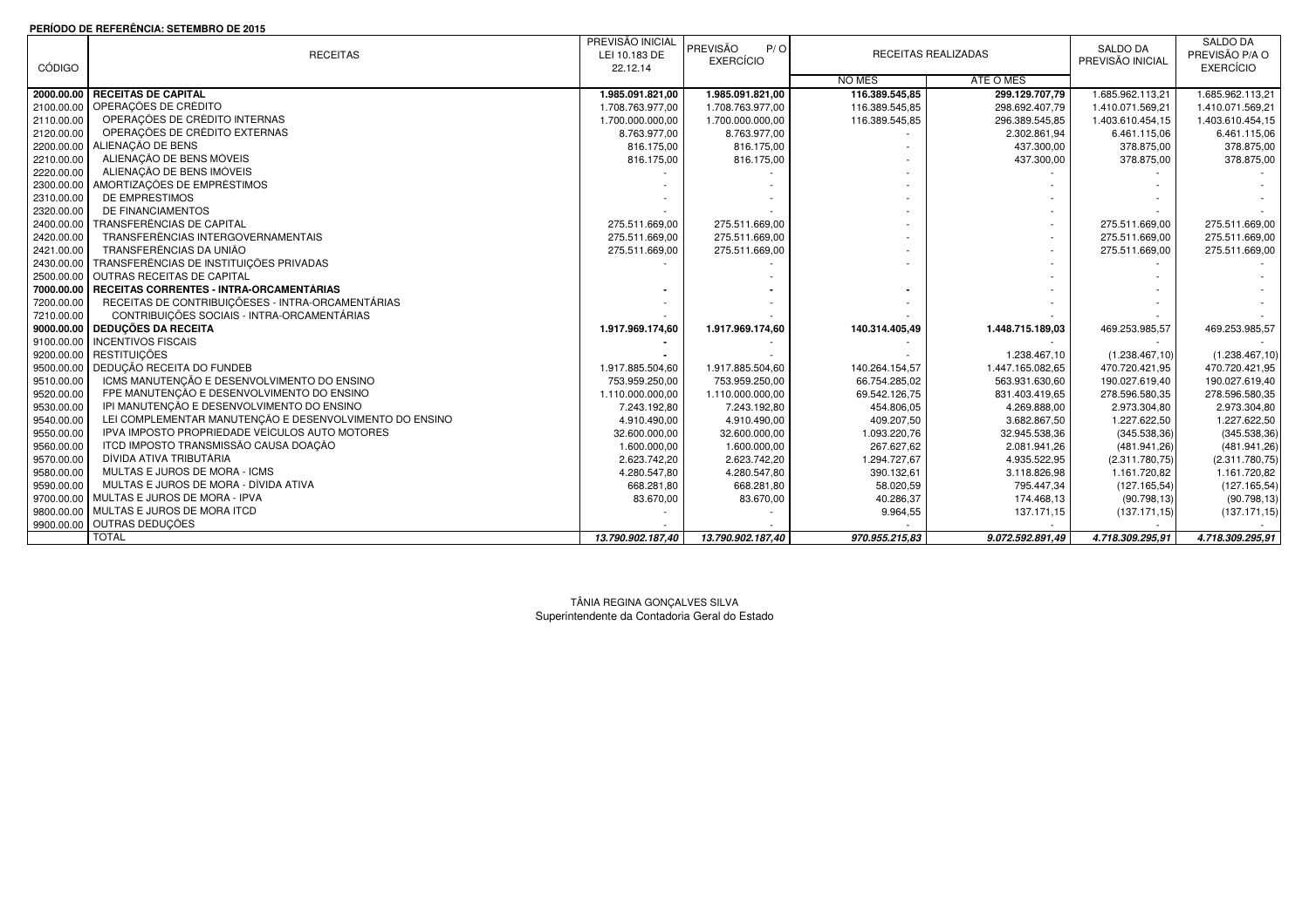**PERÍODO DE REFERÊNCIA: SETEMBRO DE 2015**

| CÓDIGO | RECEITAS | PREVISÃO INICIAL LEI 10.183 DE 22.12.14 | PREVISÃO P/O EXERCÍCIO | RECEITAS REALIZADAS | | SALDO DA PREVISÃO INICIAL | SALDO DA PREVISÃO P/A O EXERCÍCIO |
|---|---|---|---|---|---|---|---|
| | | | | NO MÊS | ATÉ O MÊS | | |
| **2000.00.00** | **RECEITAS DE CAPITAL** | **1.985.091.821,00** | **1.985.091.821,00** | **116.389.545,85** | **299.129.707,79** | 1.685.962.113,21 | 1.685.962.113,21 |
| 2100.00.00 | OPERAÇÕES DE CRÉDITO | 1.708.763.977,00 | 1.708.763.977,00 | 116.389.545,85 | 298.692.407,79 | 1.410.071.569,21 | 1.410.071.569,21 |
| 2110.00.00 | OPERAÇÕES DE CRÉDITO INTERNAS | 1.700.000.000,00 | 1.700.000.000,00 | 116.389.545,85 | 296.389.545,85 | 1.403.610.454,15 | 1.403.610.454,15 |
| 2120.00.00 | OPERAÇÕES DE CRÉDITO EXTERNAS | 8.763.977,00 | 8.763.977,00 | - | 2.302.861,94 | 6.461.115,06 | 6.461.115,06 |
| 2200.00.00 | ALIENAÇÃO DE BENS | 816.175,00 | 816.175,00 | - | 437.300,00 | 378.875,00 | 378.875,00 |
| 2210.00.00 | ALIENAÇÃO DE BENS MÓVEIS | 816.175,00 | 816.175,00 | - | 437.300,00 | 378.875,00 | 378.875,00 |
| 2220.00.00 | ALIENAÇÃO DE BENS IMÓVEIS | - | - | - | - | - | - |
| 2300.00.00 | AMORTIZAÇÕES DE EMPRÉSTIMOS | - | - | - | - | - | - |
| 2310.00.00 | DE EMPRÉSTIMOS | - | - | - | - | - | - |
| 2320.00.00 | DE FINANCIAMENTOS | - | - | - | - | - | - |
| 2400.00.00 | TRANSFERÊNCIAS DE CAPITAL | 275.511.669,00 | 275.511.669,00 | - | - | 275.511.669,00 | 275.511.669,00 |
| 2420.00.00 | TRANSFERÊNCIAS INTERGOVERNAMENTAIS | 275.511.669,00 | 275.511.669,00 | - | - | 275.511.669,00 | 275.511.669,00 |
| 2421.00.00 | TRANSFERÊNCIAS DA UNIÃO | 275.511.669,00 | 275.511.669,00 | - | - | 275.511.669,00 | 275.511.669,00 |
| 2430.00.00 | TRANSFERÊNCIAS DE INSTITUIÇÕES PRIVADAS | - | - | - | - | - | - |
| 2500.00.00 | OUTRAS RECEITAS DE CAPITAL | | - | - | - | - | - |
| **7000.00.00** | **RECEITAS CORRENTES - INTRA-ORÇAMENTÁRIAS** | **-** | **-** | **-** | - | - | - |
| 7200.00.00 | RECEITAS DE CONTRIBUIÇÕESES - INTRA-ORÇAMENTÁRIAS | - | - | - | - | - | - |
| 7210.00.00 | CONTRIBUIÇÕES SOCIAIS - INTRA-ORÇAMENTÁRIAS | - | - | - | - | - | - |
| **9000.00.00** | **DEDUÇÕES DA RECEITA** | **1.917.969.174,60** | **1.917.969.174,60** | **140.314.405,49** | **1.448.715.189,03** | 469.253.985,57 | 469.253.985,57 |
| 9100.00.00 | INCENTIVOS FISCAIS | **-** | - | - | - | - | - |
| 9200.00.00 | RESTITUIÇÕES | **-** | - | - | 1.238.467,10 | (1.238.467,10) | (1.238.467,10) |
| 9500.00.00 | DEDUÇÃO RECEITA DO FUNDEB | 1.917.885.504,60 | 1.917.885.504,60 | 140.264.154,57 | 1.447.165.082,65 | 470.720.421,95 | 470.720.421,95 |
| 9510.00.00 | ICMS MANUTENÇÃO E DESENVOLVIMENTO DO ENSINO | 753.959.250,00 | 753.959.250,00 | 66.754.285,02 | 563.931.630,60 | 190.027.619,40 | 190.027.619,40 |
| 9520.00.00 | FPE MANUTENÇÃO E DESENVOLVIMENTO DO ENSINO | 1.110.000.000,00 | 1.110.000.000,00 | 69.542.126,75 | 831.403.419,65 | 278.596.580,35 | 278.596.580,35 |
| 9530.00.00 | IPI MANUTENÇÃO E DESENVOLVIMENTO DO ENSINO | 7.243.192,80 | 7.243.192,80 | 454.806,05 | 4.269.888,00 | 2.973.304,80 | 2.973.304,80 |
| 9540.00.00 | LEI COMPLEMENTAR MANUTENÇÃO E DESENVOLVIMENTO DO ENSINO | 4.910.490,00 | 4.910.490,00 | 409.207,50 | 3.682.867,50 | 1.227.622,50 | 1.227.622,50 |
| 9550.00.00 | IPVA IMPOSTO PROPRIEDADE VEÍCULOS AUTO MOTORES | 32.600.000,00 | 32.600.000,00 | 1.093.220,76 | 32.945.538,36 | (345.538,36) | (345.538,36) |
| 9560.00.00 | ITCD IMPOSTO TRANSMISSÃO CAUSA DOAÇÃO | 1.600.000,00 | 1.600.000,00 | 267.627,62 | 2.081.941,26 | (481.941,26) | (481.941,26) |
| 9570.00.00 | DÍVIDA ATIVA TRIBUTÁRIA | 2.623.742,20 | 2.623.742,20 | 1.294.727,67 | 4.935.522,95 | (2.311.780,75) | (2.311.780,75) |
| 9580.00.00 | MULTAS E JUROS DE MORA - ICMS | 4.280.547,80 | 4.280.547,80 | 390.132,61 | 3.118.826,98 | 1.161.720,82 | 1.161.720,82 |
| 9590.00.00 | MULTAS E JUROS DE MORA - DÍVIDA ATIVA | 668.281,80 | 668.281,80 | 58.020,59 | 795.447,34 | (127.165,54) | (127.165,54) |
| 9700.00.00 | MULTAS E JUROS DE MORA - IPVA | 83.670,00 | 83.670,00 | 40.286,37 | 174.468,13 | (90.798,13) | (90.798,13) |
| 9800.00.00 | MULTAS E JUROS DE MORA ITCD | - | - | 9.964,55 | 137.171,15 | (137.171,15) | (137.171,15) |
| 9900.00.00 | OUTRAS DEDUÇÕES | - | - | - | - | - | - |
| | TOTAL | ***13.790.902.187,40*** | ***13.790.902.187,40*** | ***970.955.215,83*** | ***9.072.592.891,49*** | ***4.718.309.295,91*** | ***4.718.309.295,91*** |

TÂNIA REGINA GONÇALVES SILVA
Superintendente da Contadoria Geral do Estado